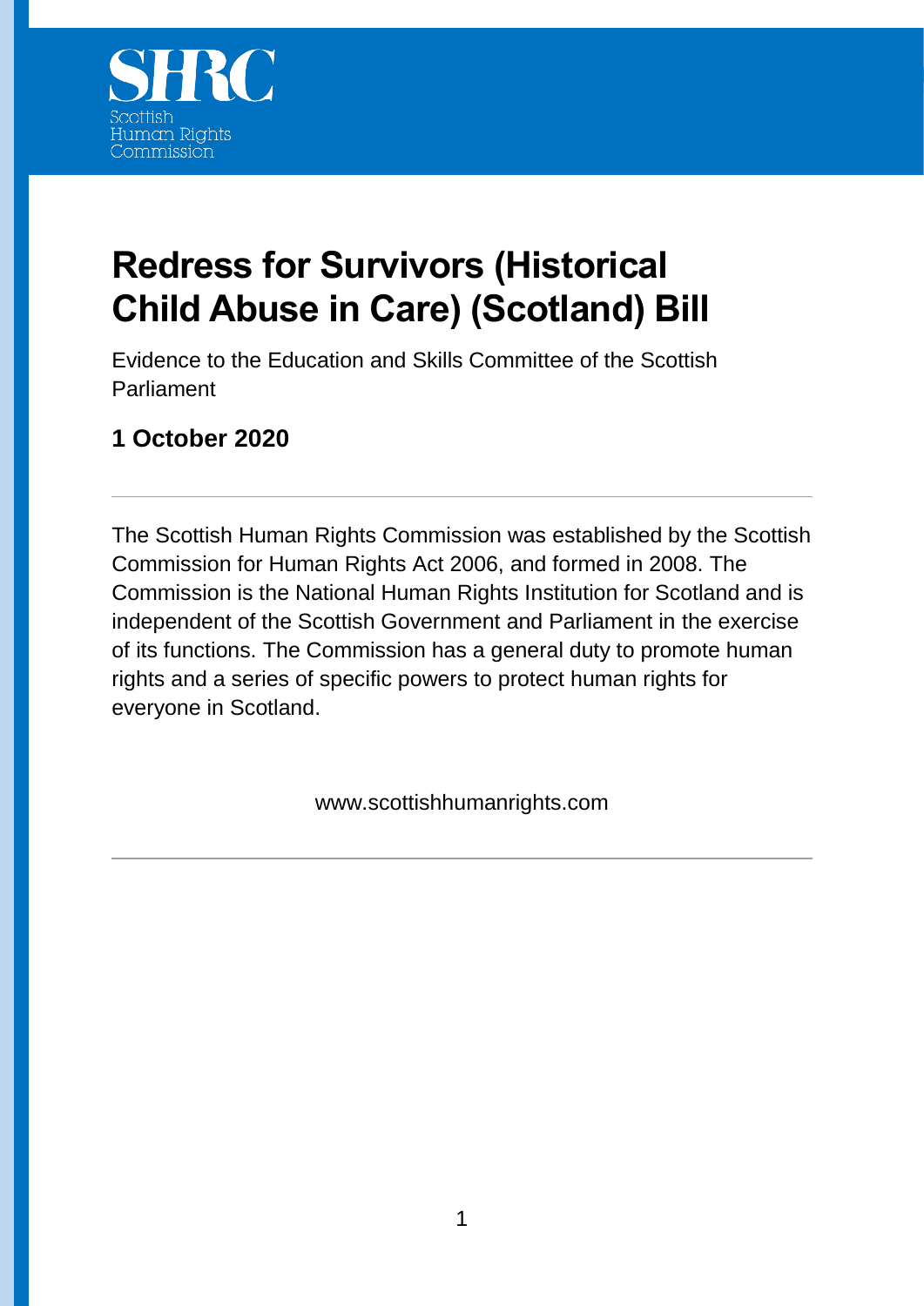SHRC

Scottish Human Rights Commission

# Redress for Survivors (Historical Child Abuse in Care) (Scotland) Bill

Evidence to the Education and Skills Committee of the Scottish Parliament

**1 October 2020**

---

The Scottish Human Rights Commission was established by the Scottish Commission for Human Rights Act 2006, and formed in 2008. The Commission is the National Human Rights Institution for Scotland and is independent of the Scottish Government and Parliament in the exercise of its functions. The Commission has a general duty to promote human rights and a series of specific powers to protect human rights for everyone in Scotland.

www.scottishhumanrights.com

---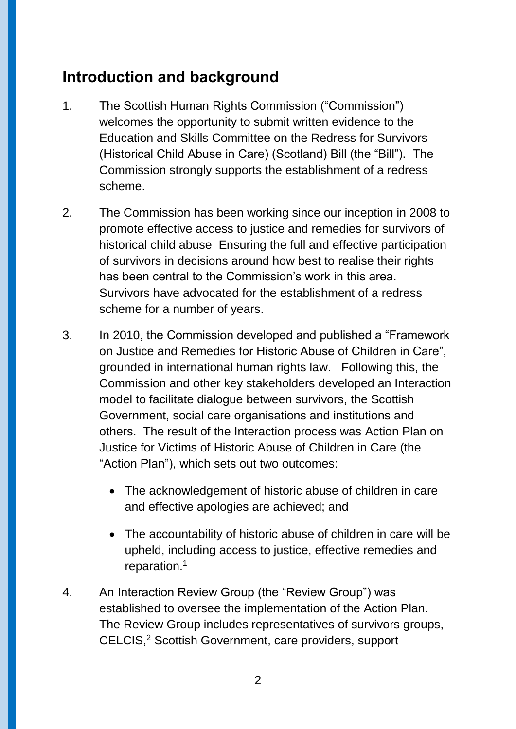## Introduction and background

1. The Scottish Human Rights Commission ("Commission") welcomes the opportunity to submit written evidence to the Education and Skills Committee on the Redress for Survivors (Historical Child Abuse in Care) (Scotland) Bill (the "Bill"). The Commission strongly supports the establishment of a redress scheme.

2. The Commission has been working since our inception in 2008 to promote effective access to justice and remedies for survivors of historical child abuse Ensuring the full and effective participation of survivors in decisions around how best to realise their rights has been central to the Commission's work in this area. Survivors have advocated for the establishment of a redress scheme for a number of years.

3. In 2010, the Commission developed and published a "Framework on Justice and Remedies for Historic Abuse of Children in Care", grounded in international human rights law. Following this, the Commission and other key stakeholders developed an Interaction model to facilitate dialogue between survivors, the Scottish Government, social care organisations and institutions and others. The result of the Interaction process was Action Plan on Justice for Victims of Historic Abuse of Children in Care (the "Action Plan"), which sets out two outcomes:

   - The acknowledgement of historic abuse of children in care and effective apologies are achieved; and
   - The accountability of historic abuse of children in care will be upheld, including access to justice, effective remedies and reparation.[1]

4. An Interaction Review Group (the "Review Group") was established to oversee the implementation of the Action Plan. The Review Group includes representatives of survivors groups, CELCIS,[2] Scottish Government, care providers, support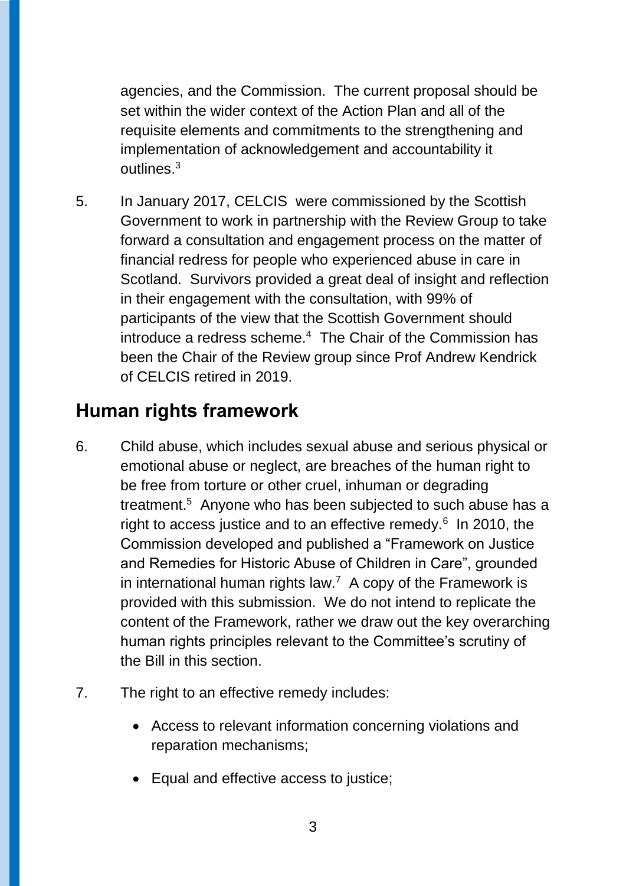agencies, and the Commission. The current proposal should be set within the wider context of the Action Plan and all of the requisite elements and commitments to the strengthening and implementation of acknowledgement and accountability it outlines.[3]

5. In January 2017, CELCIS were commissioned by the Scottish Government to work in partnership with the Review Group to take forward a consultation and engagement process on the matter of financial redress for people who experienced abuse in care in Scotland. Survivors provided a great deal of insight and reflection in their engagement with the consultation, with 99% of participants of the view that the Scottish Government should introduce a redress scheme.[4] The Chair of the Commission has been the Chair of the Review group since Prof Andrew Kendrick of CELCIS retired in 2019.

## Human rights framework

6. Child abuse, which includes sexual abuse and serious physical or emotional abuse or neglect, are breaches of the human right to be free from torture or other cruel, inhuman or degrading treatment.[5] Anyone who has been subjected to such abuse has a right to access justice and to an effective remedy.[6] In 2010, the Commission developed and published a "Framework on Justice and Remedies for Historic Abuse of Children in Care", grounded in international human rights law.[7] A copy of the Framework is provided with this submission. We do not intend to replicate the content of the Framework, rather we draw out the key overarching human rights principles relevant to the Committee's scrutiny of the Bill in this section.

7. The right to an effective remedy includes:

    - Access to relevant information concerning violations and reparation mechanisms;
    - Equal and effective access to justice;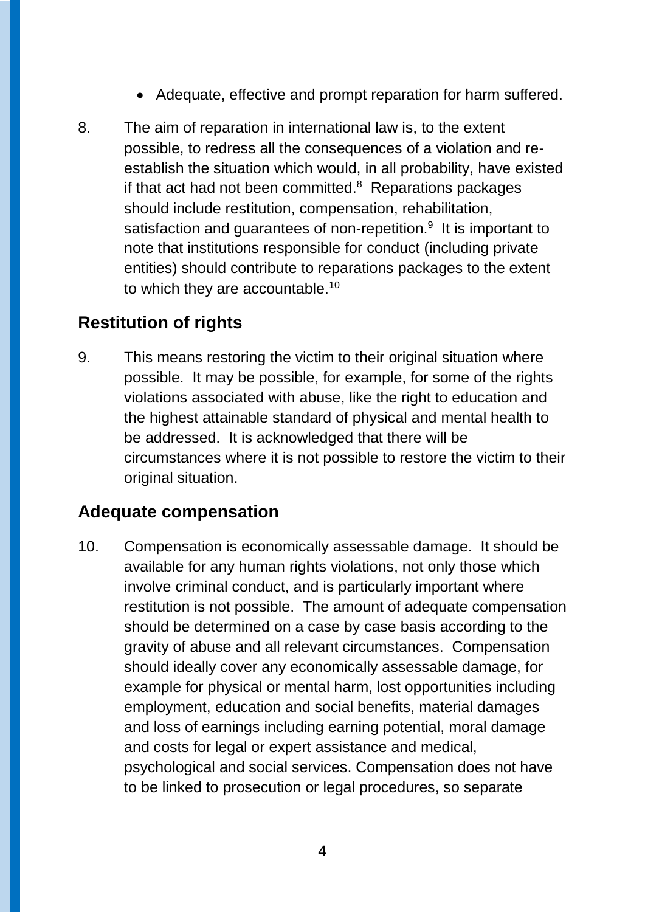- Adequate, effective and prompt reparation for harm suffered.

8. The aim of reparation in international law is, to the extent possible, to redress all the consequences of a violation and re-establish the situation which would, in all probability, have existed if that act had not been committed.[8] Reparations packages should include restitution, compensation, rehabilitation, satisfaction and guarantees of non-repetition.[9] It is important to note that institutions responsible for conduct (including private entities) should contribute to reparations packages to the extent to which they are accountable.[10]

## Restitution of rights

9. This means restoring the victim to their original situation where possible. It may be possible, for example, for some of the rights violations associated with abuse, like the right to education and the highest attainable standard of physical and mental health to be addressed. It is acknowledged that there will be circumstances where it is not possible to restore the victim to their original situation.

## Adequate compensation

10. Compensation is economically assessable damage. It should be available for any human rights violations, not only those which involve criminal conduct, and is particularly important where restitution is not possible. The amount of adequate compensation should be determined on a case by case basis according to the gravity of abuse and all relevant circumstances. Compensation should ideally cover any economically assessable damage, for example for physical or mental harm, lost opportunities including employment, education and social benefits, material damages and loss of earnings including earning potential, moral damage and costs for legal or expert assistance and medical, psychological and social services. Compensation does not have to be linked to prosecution or legal procedures, so separate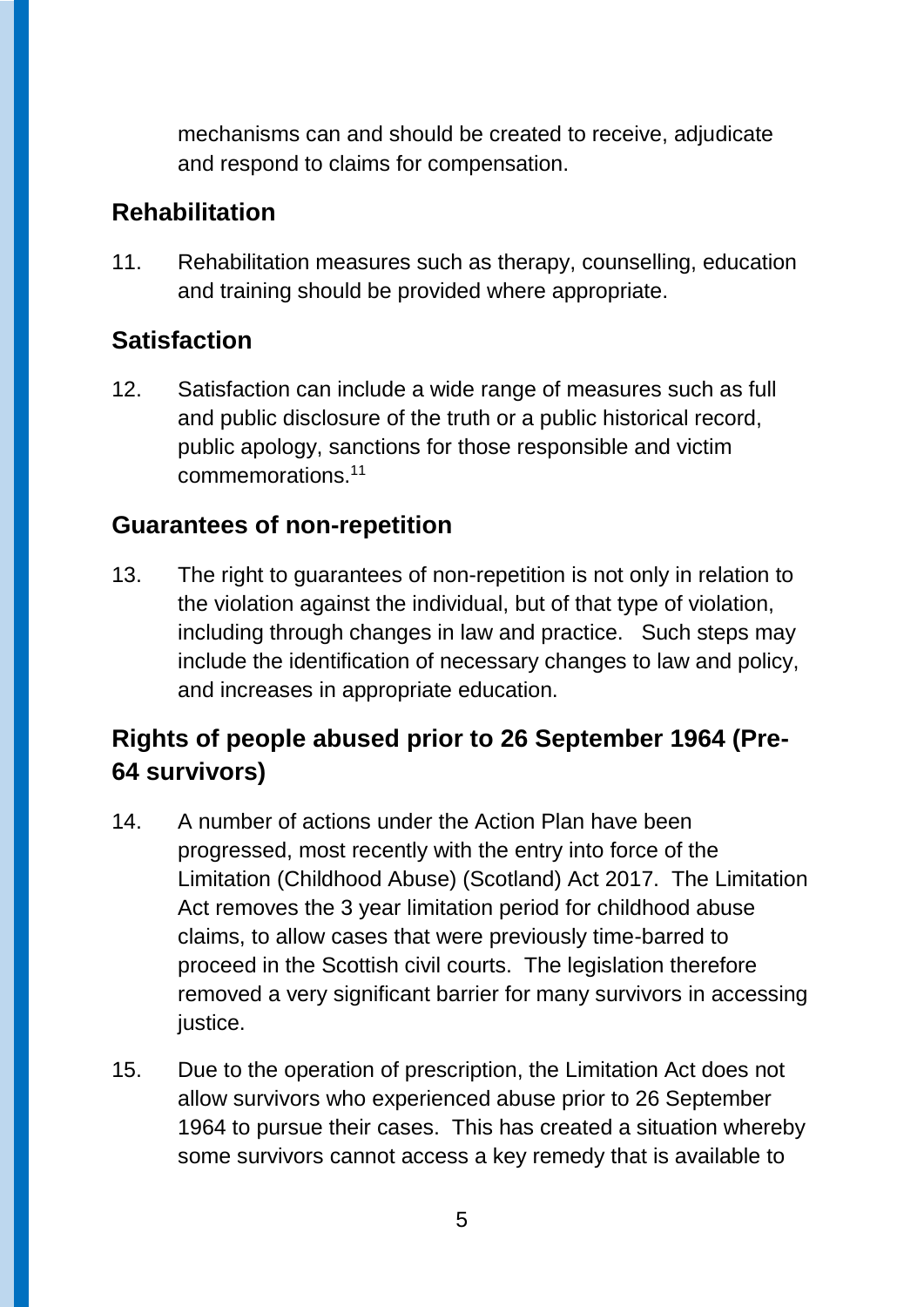mechanisms can and should be created to receive, adjudicate and respond to claims for compensation.

## Rehabilitation

11. Rehabilitation measures such as therapy, counselling, education and training should be provided where appropriate.

## Satisfaction

12. Satisfaction can include a wide range of measures such as full and public disclosure of the truth or a public historical record, public apology, sanctions for those responsible and victim commemorations.[11]

## Guarantees of non-repetition

13. The right to guarantees of non-repetition is not only in relation to the violation against the individual, but of that type of violation, including through changes in law and practice. Such steps may include the identification of necessary changes to law and policy, and increases in appropriate education.

## Rights of people abused prior to 26 September 1964 (Pre-64 survivors)

14. A number of actions under the Action Plan have been progressed, most recently with the entry into force of the Limitation (Childhood Abuse) (Scotland) Act 2017. The Limitation Act removes the 3 year limitation period for childhood abuse claims, to allow cases that were previously time-barred to proceed in the Scottish civil courts. The legislation therefore removed a very significant barrier for many survivors in accessing justice.

15. Due to the operation of prescription, the Limitation Act does not allow survivors who experienced abuse prior to 26 September 1964 to pursue their cases. This has created a situation whereby some survivors cannot access a key remedy that is available to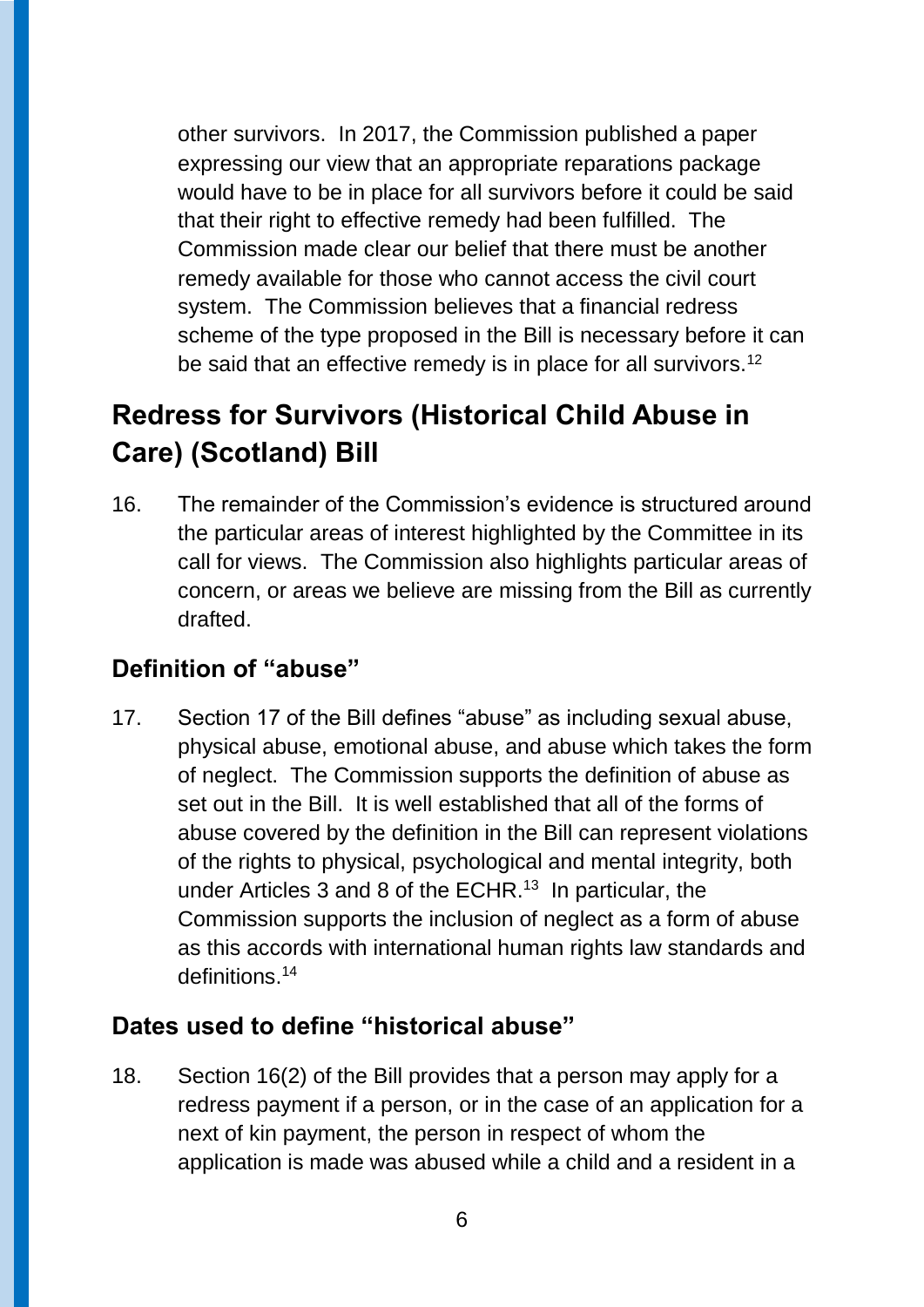other survivors. In 2017, the Commission published a paper expressing our view that an appropriate reparations package would have to be in place for all survivors before it could be said that their right to effective remedy had been fulfilled. The Commission made clear our belief that there must be another remedy available for those who cannot access the civil court system. The Commission believes that a financial redress scheme of the type proposed in the Bill is necessary before it can be said that an effective remedy is in place for all survivors.[12]

## Redress for Survivors (Historical Child Abuse in Care) (Scotland) Bill

16. The remainder of the Commission's evidence is structured around the particular areas of interest highlighted by the Committee in its call for views. The Commission also highlights particular areas of concern, or areas we believe are missing from the Bill as currently drafted.

### Definition of "abuse"

17. Section 17 of the Bill defines "abuse" as including sexual abuse, physical abuse, emotional abuse, and abuse which takes the form of neglect. The Commission supports the definition of abuse as set out in the Bill. It is well established that all of the forms of abuse covered by the definition in the Bill can represent violations of the rights to physical, psychological and mental integrity, both under Articles 3 and 8 of the ECHR.[13] In particular, the Commission supports the inclusion of neglect as a form of abuse as this accords with international human rights law standards and definitions.[14]

### Dates used to define "historical abuse"

18. Section 16(2) of the Bill provides that a person may apply for a redress payment if a person, or in the case of an application for a next of kin payment, the person in respect of whom the application is made was abused while a child and a resident in a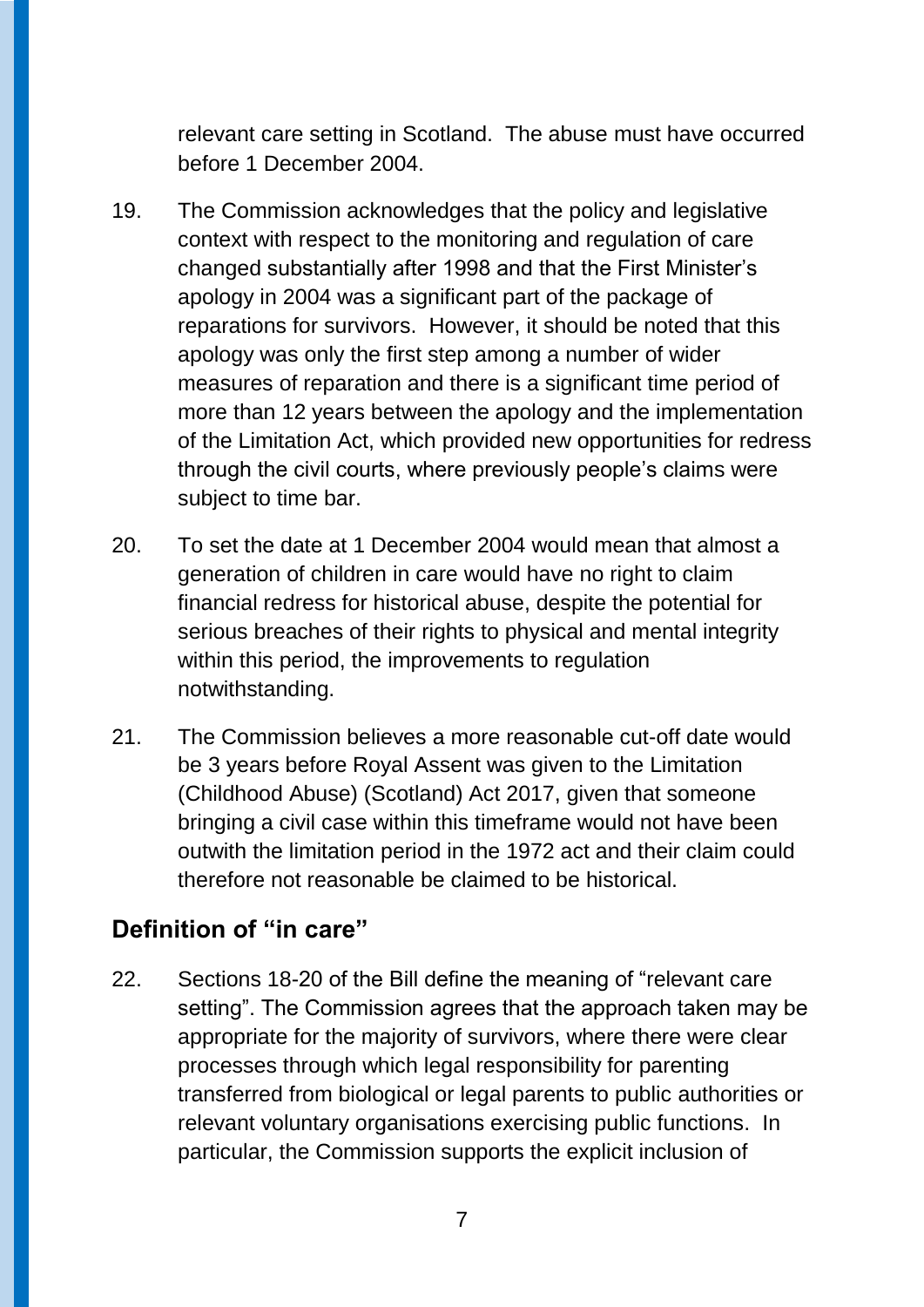relevant care setting in Scotland. The abuse must have occurred before 1 December 2004.

19. The Commission acknowledges that the policy and legislative context with respect to the monitoring and regulation of care changed substantially after 1998 and that the First Minister's apology in 2004 was a significant part of the package of reparations for survivors. However, it should be noted that this apology was only the first step among a number of wider measures of reparation and there is a significant time period of more than 12 years between the apology and the implementation of the Limitation Act, which provided new opportunities for redress through the civil courts, where previously people's claims were subject to time bar.

20. To set the date at 1 December 2004 would mean that almost a generation of children in care would have no right to claim financial redress for historical abuse, despite the potential for serious breaches of their rights to physical and mental integrity within this period, the improvements to regulation notwithstanding.

21. The Commission believes a more reasonable cut-off date would be 3 years before Royal Assent was given to the Limitation (Childhood Abuse) (Scotland) Act 2017, given that someone bringing a civil case within this timeframe would not have been outwith the limitation period in the 1972 act and their claim could therefore not reasonable be claimed to be historical.

## Definition of "in care"

22. Sections 18-20 of the Bill define the meaning of "relevant care setting". The Commission agrees that the approach taken may be appropriate for the majority of survivors, where there were clear processes through which legal responsibility for parenting transferred from biological or legal parents to public authorities or relevant voluntary organisations exercising public functions. In particular, the Commission supports the explicit inclusion of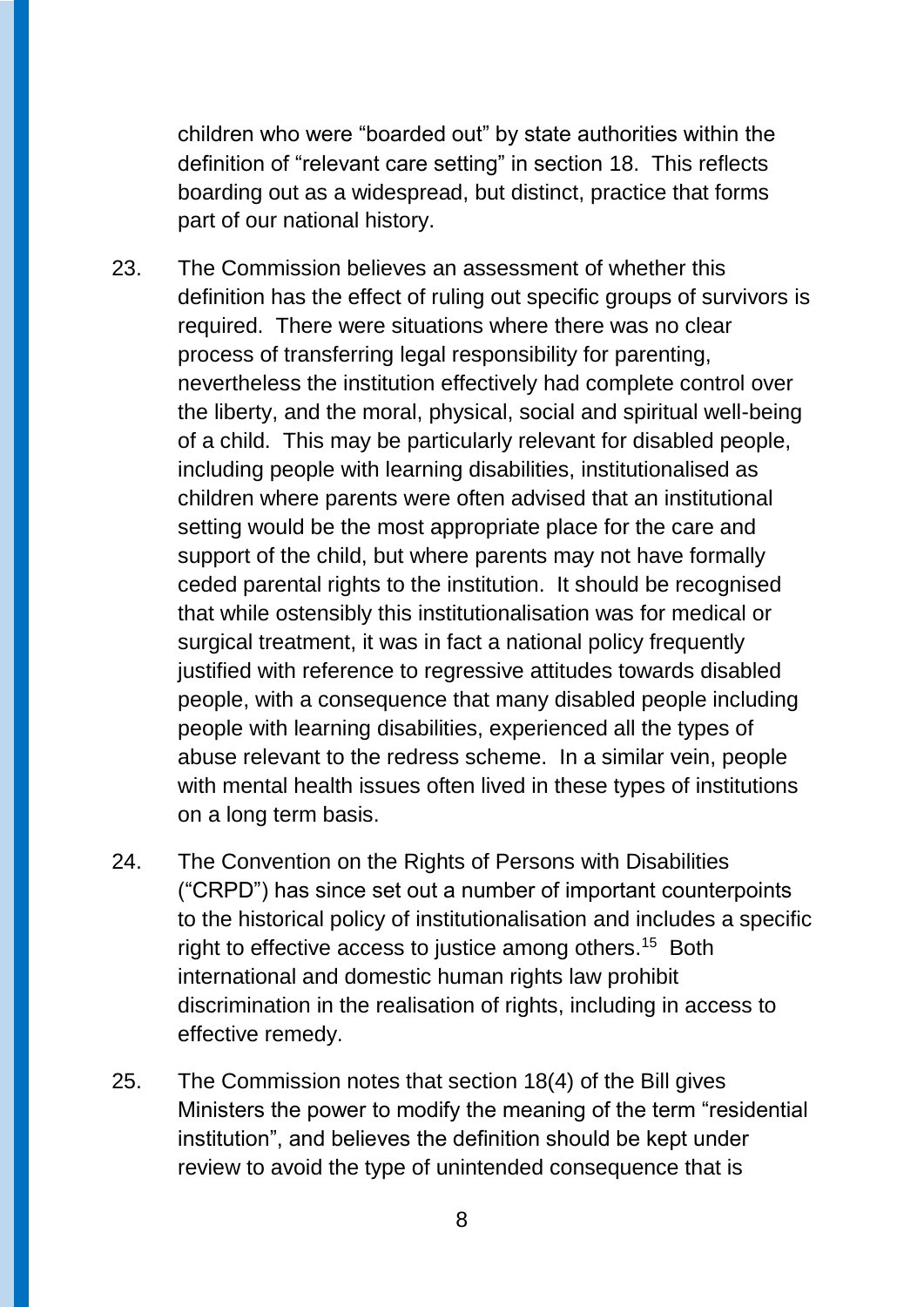children who were "boarded out" by state authorities within the definition of "relevant care setting" in section 18. This reflects boarding out as a widespread, but distinct, practice that forms part of our national history.

23. The Commission believes an assessment of whether this definition has the effect of ruling out specific groups of survivors is required. There were situations where there was no clear process of transferring legal responsibility for parenting, nevertheless the institution effectively had complete control over the liberty, and the moral, physical, social and spiritual well-being of a child. This may be particularly relevant for disabled people, including people with learning disabilities, institutionalised as children where parents were often advised that an institutional setting would be the most appropriate place for the care and support of the child, but where parents may not have formally ceded parental rights to the institution. It should be recognised that while ostensibly this institutionalisation was for medical or surgical treatment, it was in fact a national policy frequently justified with reference to regressive attitudes towards disabled people, with a consequence that many disabled people including people with learning disabilities, experienced all the types of abuse relevant to the redress scheme. In a similar vein, people with mental health issues often lived in these types of institutions on a long term basis.

24. The Convention on the Rights of Persons with Disabilities ("CRPD") has since set out a number of important counterpoints to the historical policy of institutionalisation and includes a specific right to effective access to justice among others.[15] Both international and domestic human rights law prohibit discrimination in the realisation of rights, including in access to effective remedy.

25. The Commission notes that section 18(4) of the Bill gives Ministers the power to modify the meaning of the term "residential institution", and believes the definition should be kept under review to avoid the type of unintended consequence that is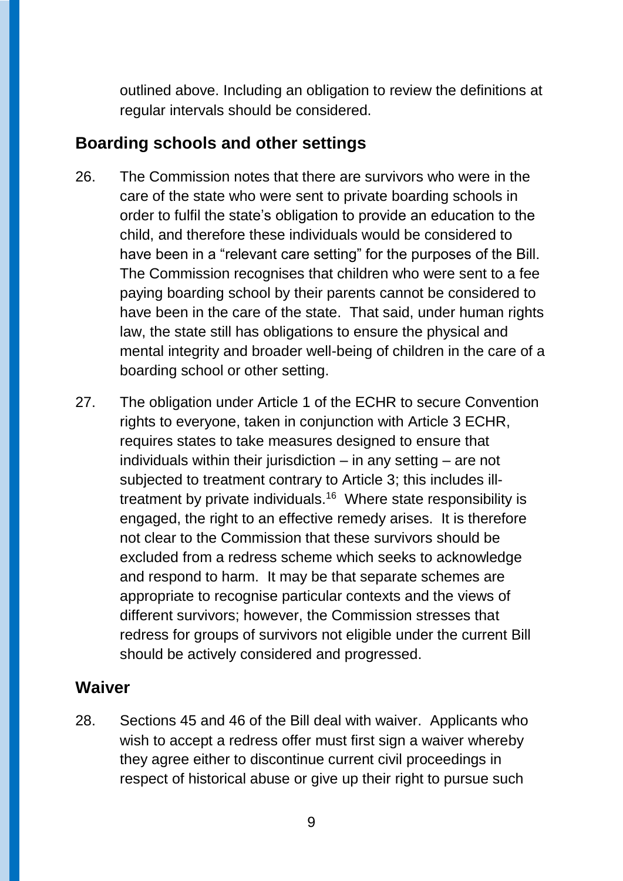outlined above. Including an obligation to review the definitions at regular intervals should be considered.

## Boarding schools and other settings

26. The Commission notes that there are survivors who were in the care of the state who were sent to private boarding schools in order to fulfil the state's obligation to provide an education to the child, and therefore these individuals would be considered to have been in a "relevant care setting" for the purposes of the Bill. The Commission recognises that children who were sent to a fee paying boarding school by their parents cannot be considered to have been in the care of the state. That said, under human rights law, the state still has obligations to ensure the physical and mental integrity and broader well-being of children in the care of a boarding school or other setting.

27. The obligation under Article 1 of the ECHR to secure Convention rights to everyone, taken in conjunction with Article 3 ECHR, requires states to take measures designed to ensure that individuals within their jurisdiction – in any setting – are not subjected to treatment contrary to Article 3; this includes ill-treatment by private individuals.[16] Where state responsibility is engaged, the right to an effective remedy arises. It is therefore not clear to the Commission that these survivors should be excluded from a redress scheme which seeks to acknowledge and respond to harm. It may be that separate schemes are appropriate to recognise particular contexts and the views of different survivors; however, the Commission stresses that redress for groups of survivors not eligible under the current Bill should be actively considered and progressed.

## Waiver

28. Sections 45 and 46 of the Bill deal with waiver. Applicants who wish to accept a redress offer must first sign a waiver whereby they agree either to discontinue current civil proceedings in respect of historical abuse or give up their right to pursue such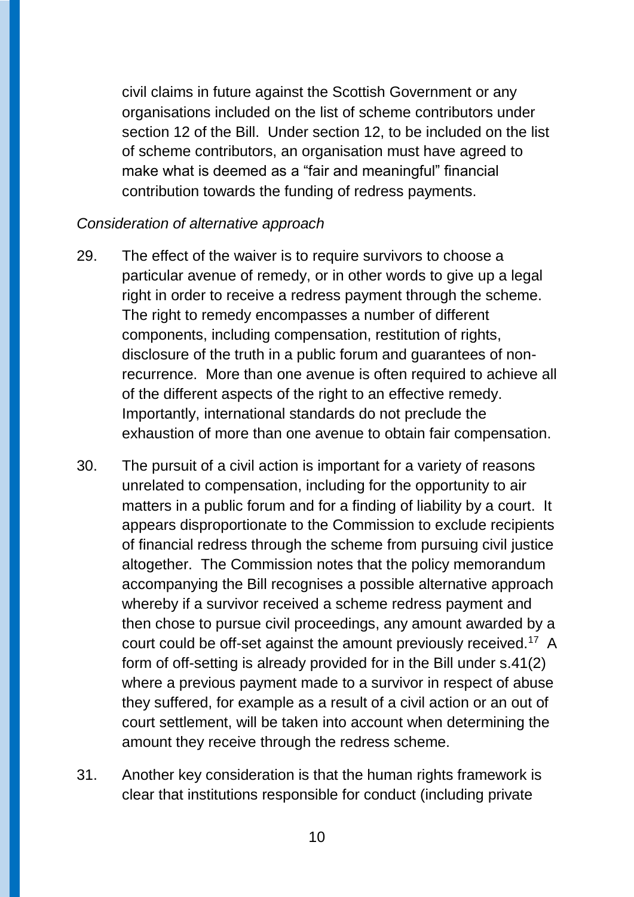civil claims in future against the Scottish Government or any organisations included on the list of scheme contributors under section 12 of the Bill. Under section 12, to be included on the list of scheme contributors, an organisation must have agreed to make what is deemed as a "fair and meaningful" financial contribution towards the funding of redress payments.

*Consideration of alternative approach*

29. The effect of the waiver is to require survivors to choose a particular avenue of remedy, or in other words to give up a legal right in order to receive a redress payment through the scheme. The right to remedy encompasses a number of different components, including compensation, restitution of rights, disclosure of the truth in a public forum and guarantees of non-recurrence. More than one avenue is often required to achieve all of the different aspects of the right to an effective remedy. Importantly, international standards do not preclude the exhaustion of more than one avenue to obtain fair compensation.

30. The pursuit of a civil action is important for a variety of reasons unrelated to compensation, including for the opportunity to air matters in a public forum and for a finding of liability by a court. It appears disproportionate to the Commission to exclude recipients of financial redress through the scheme from pursuing civil justice altogether. The Commission notes that the policy memorandum accompanying the Bill recognises a possible alternative approach whereby if a survivor received a scheme redress payment and then chose to pursue civil proceedings, any amount awarded by a court could be off-set against the amount previously received.[17] A form of off-setting is already provided for in the Bill under s.41(2) where a previous payment made to a survivor in respect of abuse they suffered, for example as a result of a civil action or an out of court settlement, will be taken into account when determining the amount they receive through the redress scheme.

31. Another key consideration is that the human rights framework is clear that institutions responsible for conduct (including private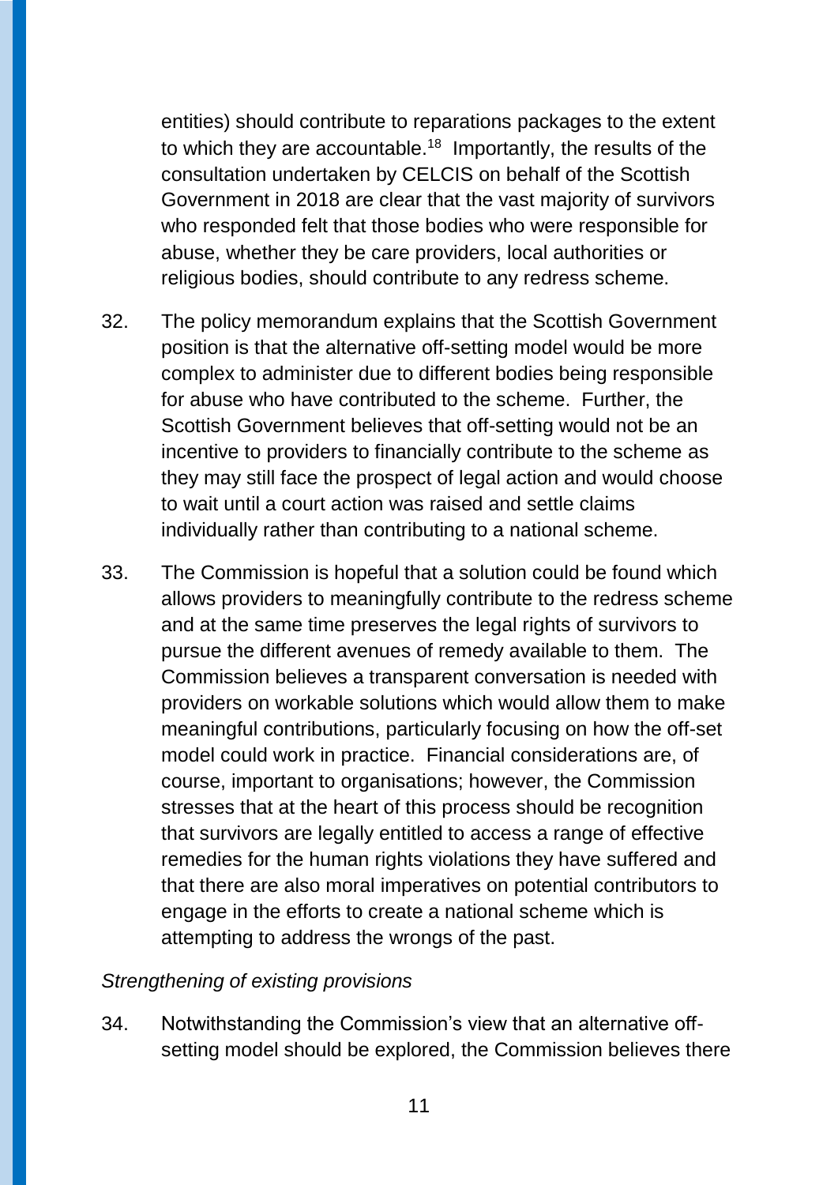entities) should contribute to reparations packages to the extent to which they are accountable.[18] Importantly, the results of the consultation undertaken by CELCIS on behalf of the Scottish Government in 2018 are clear that the vast majority of survivors who responded felt that those bodies who were responsible for abuse, whether they be care providers, local authorities or religious bodies, should contribute to any redress scheme.

32. The policy memorandum explains that the Scottish Government position is that the alternative off-setting model would be more complex to administer due to different bodies being responsible for abuse who have contributed to the scheme. Further, the Scottish Government believes that off-setting would not be an incentive to providers to financially contribute to the scheme as they may still face the prospect of legal action and would choose to wait until a court action was raised and settle claims individually rather than contributing to a national scheme.

33. The Commission is hopeful that a solution could be found which allows providers to meaningfully contribute to the redress scheme and at the same time preserves the legal rights of survivors to pursue the different avenues of remedy available to them. The Commission believes a transparent conversation is needed with providers on workable solutions which would allow them to make meaningful contributions, particularly focusing on how the off-set model could work in practice. Financial considerations are, of course, important to organisations; however, the Commission stresses that at the heart of this process should be recognition that survivors are legally entitled to access a range of effective remedies for the human rights violations they have suffered and that there are also moral imperatives on potential contributors to engage in the efforts to create a national scheme which is attempting to address the wrongs of the past.

*Strengthening of existing provisions*

34. Notwithstanding the Commission's view that an alternative off-setting model should be explored, the Commission believes there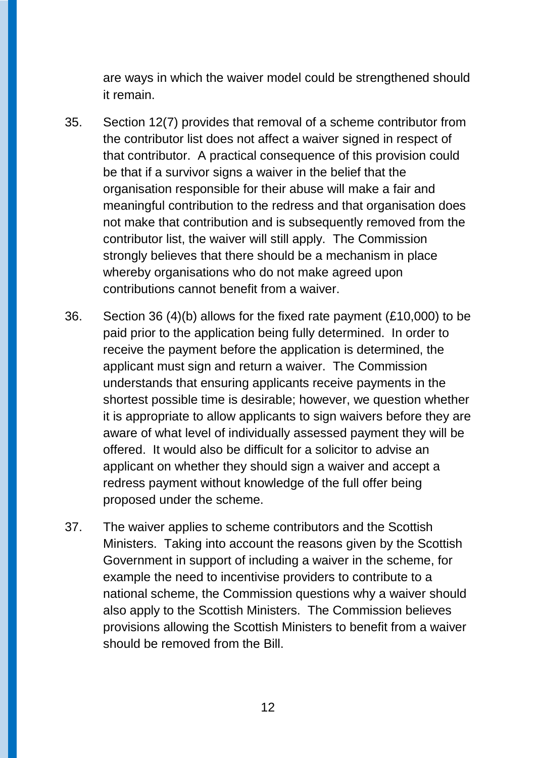are ways in which the waiver model could be strengthened should it remain.

35. Section 12(7) provides that removal of a scheme contributor from the contributor list does not affect a waiver signed in respect of that contributor. A practical consequence of this provision could be that if a survivor signs a waiver in the belief that the organisation responsible for their abuse will make a fair and meaningful contribution to the redress and that organisation does not make that contribution and is subsequently removed from the contributor list, the waiver will still apply. The Commission strongly believes that there should be a mechanism in place whereby organisations who do not make agreed upon contributions cannot benefit from a waiver.

36. Section 36 (4)(b) allows for the fixed rate payment (£10,000) to be paid prior to the application being fully determined. In order to receive the payment before the application is determined, the applicant must sign and return a waiver. The Commission understands that ensuring applicants receive payments in the shortest possible time is desirable; however, we question whether it is appropriate to allow applicants to sign waivers before they are aware of what level of individually assessed payment they will be offered. It would also be difficult for a solicitor to advise an applicant on whether they should sign a waiver and accept a redress payment without knowledge of the full offer being proposed under the scheme.

37. The waiver applies to scheme contributors and the Scottish Ministers. Taking into account the reasons given by the Scottish Government in support of including a waiver in the scheme, for example the need to incentivise providers to contribute to a national scheme, the Commission questions why a waiver should also apply to the Scottish Ministers. The Commission believes provisions allowing the Scottish Ministers to benefit from a waiver should be removed from the Bill.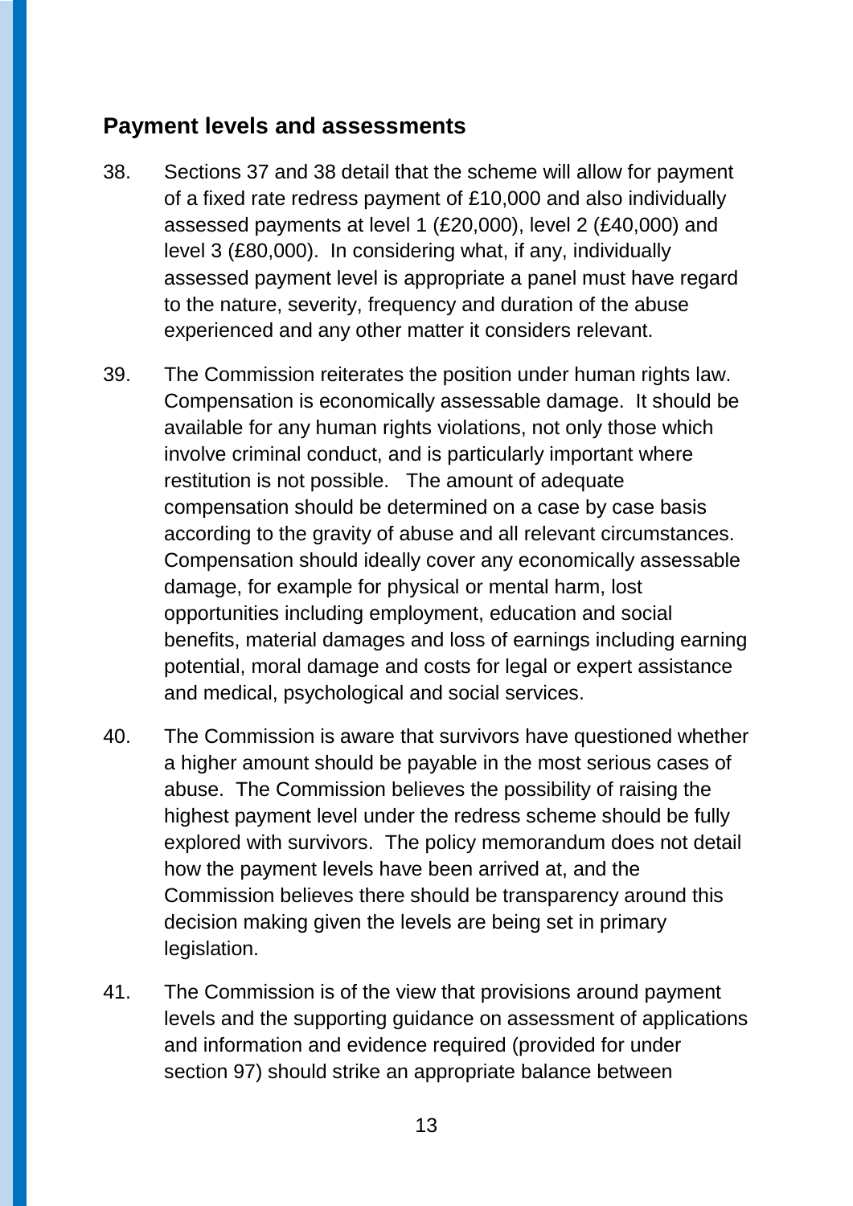## Payment levels and assessments

38. Sections 37 and 38 detail that the scheme will allow for payment of a fixed rate redress payment of £10,000 and also individually assessed payments at level 1 (£20,000), level 2 (£40,000) and level 3 (£80,000). In considering what, if any, individually assessed payment level is appropriate a panel must have regard to the nature, severity, frequency and duration of the abuse experienced and any other matter it considers relevant.

39. The Commission reiterates the position under human rights law. Compensation is economically assessable damage. It should be available for any human rights violations, not only those which involve criminal conduct, and is particularly important where restitution is not possible. The amount of adequate compensation should be determined on a case by case basis according to the gravity of abuse and all relevant circumstances. Compensation should ideally cover any economically assessable damage, for example for physical or mental harm, lost opportunities including employment, education and social benefits, material damages and loss of earnings including earning potential, moral damage and costs for legal or expert assistance and medical, psychological and social services.

40. The Commission is aware that survivors have questioned whether a higher amount should be payable in the most serious cases of abuse. The Commission believes the possibility of raising the highest payment level under the redress scheme should be fully explored with survivors. The policy memorandum does not detail how the payment levels have been arrived at, and the Commission believes there should be transparency around this decision making given the levels are being set in primary legislation.

41. The Commission is of the view that provisions around payment levels and the supporting guidance on assessment of applications and information and evidence required (provided for under section 97) should strike an appropriate balance between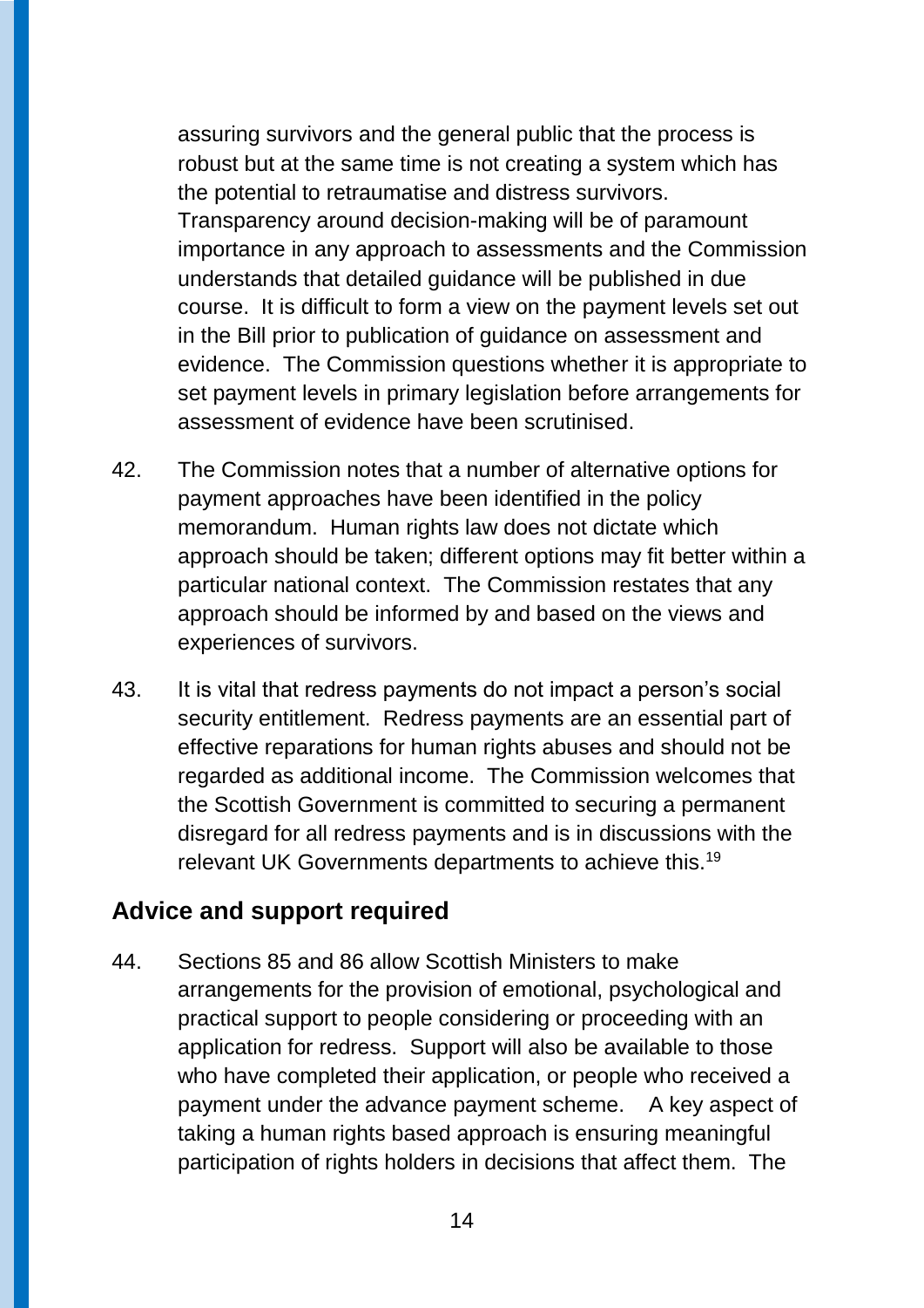assuring survivors and the general public that the process is robust but at the same time is not creating a system which has the potential to retraumatise and distress survivors. Transparency around decision-making will be of paramount importance in any approach to assessments and the Commission understands that detailed guidance will be published in due course. It is difficult to form a view on the payment levels set out in the Bill prior to publication of guidance on assessment and evidence. The Commission questions whether it is appropriate to set payment levels in primary legislation before arrangements for assessment of evidence have been scrutinised.

42. The Commission notes that a number of alternative options for payment approaches have been identified in the policy memorandum. Human rights law does not dictate which approach should be taken; different options may fit better within a particular national context. The Commission restates that any approach should be informed by and based on the views and experiences of survivors.

43. It is vital that redress payments do not impact a person's social security entitlement. Redress payments are an essential part of effective reparations for human rights abuses and should not be regarded as additional income. The Commission welcomes that the Scottish Government is committed to securing a permanent disregard for all redress payments and is in discussions with the relevant UK Governments departments to achieve this.[19]

## Advice and support required

44. Sections 85 and 86 allow Scottish Ministers to make arrangements for the provision of emotional, psychological and practical support to people considering or proceeding with an application for redress. Support will also be available to those who have completed their application, or people who received a payment under the advance payment scheme. A key aspect of taking a human rights based approach is ensuring meaningful participation of rights holders in decisions that affect them. The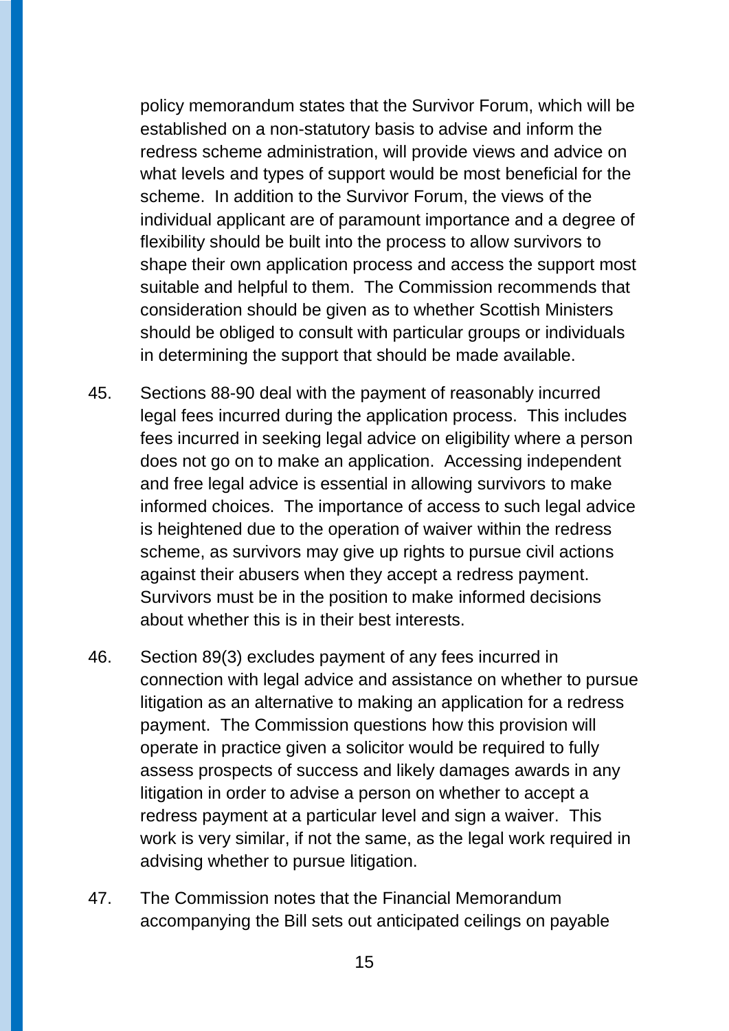policy memorandum states that the Survivor Forum, which will be established on a non-statutory basis to advise and inform the redress scheme administration, will provide views and advice on what levels and types of support would be most beneficial for the scheme. In addition to the Survivor Forum, the views of the individual applicant are of paramount importance and a degree of flexibility should be built into the process to allow survivors to shape their own application process and access the support most suitable and helpful to them. The Commission recommends that consideration should be given as to whether Scottish Ministers should be obliged to consult with particular groups or individuals in determining the support that should be made available.

45. Sections 88-90 deal with the payment of reasonably incurred legal fees incurred during the application process. This includes fees incurred in seeking legal advice on eligibility where a person does not go on to make an application. Accessing independent and free legal advice is essential in allowing survivors to make informed choices. The importance of access to such legal advice is heightened due to the operation of waiver within the redress scheme, as survivors may give up rights to pursue civil actions against their abusers when they accept a redress payment. Survivors must be in the position to make informed decisions about whether this is in their best interests.

46. Section 89(3) excludes payment of any fees incurred in connection with legal advice and assistance on whether to pursue litigation as an alternative to making an application for a redress payment. The Commission questions how this provision will operate in practice given a solicitor would be required to fully assess prospects of success and likely damages awards in any litigation in order to advise a person on whether to accept a redress payment at a particular level and sign a waiver. This work is very similar, if not the same, as the legal work required in advising whether to pursue litigation.

47. The Commission notes that the Financial Memorandum accompanying the Bill sets out anticipated ceilings on payable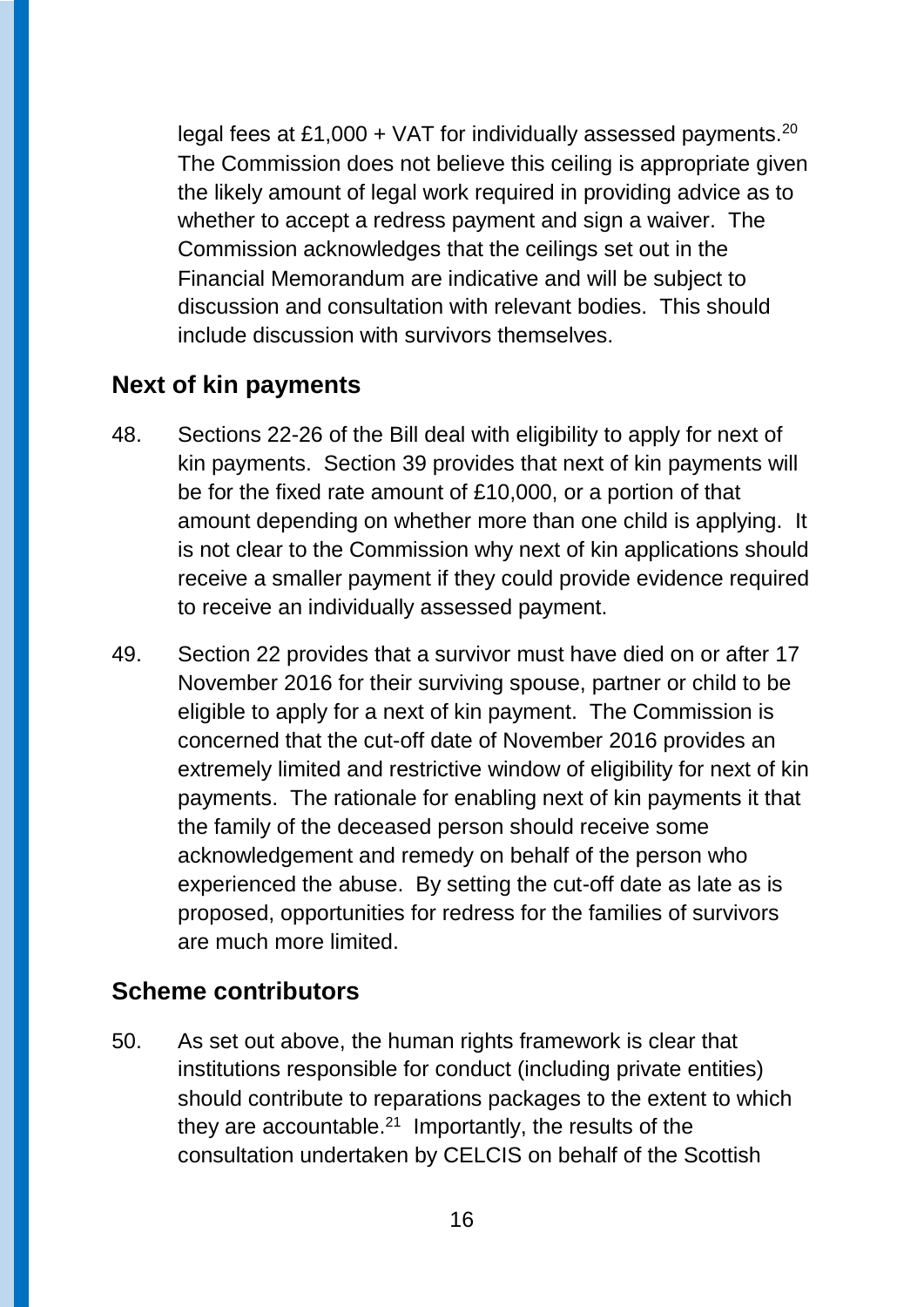legal fees at £1,000 + VAT for individually assessed payments.[20] The Commission does not believe this ceiling is appropriate given the likely amount of legal work required in providing advice as to whether to accept a redress payment and sign a waiver. The Commission acknowledges that the ceilings set out in the Financial Memorandum are indicative and will be subject to discussion and consultation with relevant bodies. This should include discussion with survivors themselves.

## Next of kin payments

48. Sections 22-26 of the Bill deal with eligibility to apply for next of kin payments. Section 39 provides that next of kin payments will be for the fixed rate amount of £10,000, or a portion of that amount depending on whether more than one child is applying. It is not clear to the Commission why next of kin applications should receive a smaller payment if they could provide evidence required to receive an individually assessed payment.

49. Section 22 provides that a survivor must have died on or after 17 November 2016 for their surviving spouse, partner or child to be eligible to apply for a next of kin payment. The Commission is concerned that the cut-off date of November 2016 provides an extremely limited and restrictive window of eligibility for next of kin payments. The rationale for enabling next of kin payments it that the family of the deceased person should receive some acknowledgement and remedy on behalf of the person who experienced the abuse. By setting the cut-off date as late as is proposed, opportunities for redress for the families of survivors are much more limited.

## Scheme contributors

50. As set out above, the human rights framework is clear that institutions responsible for conduct (including private entities) should contribute to reparations packages to the extent to which they are accountable.[21] Importantly, the results of the consultation undertaken by CELCIS on behalf of the Scottish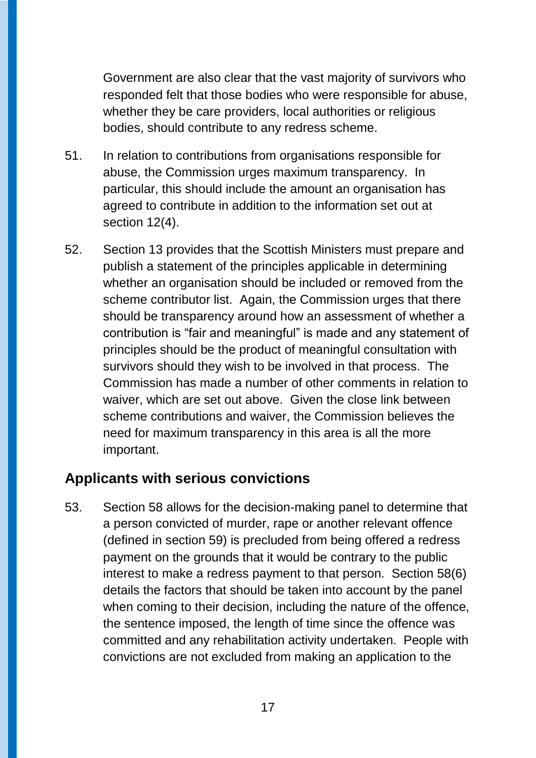Government are also clear that the vast majority of survivors who responded felt that those bodies who were responsible for abuse, whether they be care providers, local authorities or religious bodies, should contribute to any redress scheme.

51. In relation to contributions from organisations responsible for abuse, the Commission urges maximum transparency. In particular, this should include the amount an organisation has agreed to contribute in addition to the information set out at section 12(4).

52. Section 13 provides that the Scottish Ministers must prepare and publish a statement of the principles applicable in determining whether an organisation should be included or removed from the scheme contributor list. Again, the Commission urges that there should be transparency around how an assessment of whether a contribution is "fair and meaningful" is made and any statement of principles should be the product of meaningful consultation with survivors should they wish to be involved in that process. The Commission has made a number of other comments in relation to waiver, which are set out above. Given the close link between scheme contributions and waiver, the Commission believes the need for maximum transparency in this area is all the more important.

## Applicants with serious convictions

53. Section 58 allows for the decision-making panel to determine that a person convicted of murder, rape or another relevant offence (defined in section 59) is precluded from being offered a redress payment on the grounds that it would be contrary to the public interest to make a redress payment to that person. Section 58(6) details the factors that should be taken into account by the panel when coming to their decision, including the nature of the offence, the sentence imposed, the length of time since the offence was committed and any rehabilitation activity undertaken. People with convictions are not excluded from making an application to the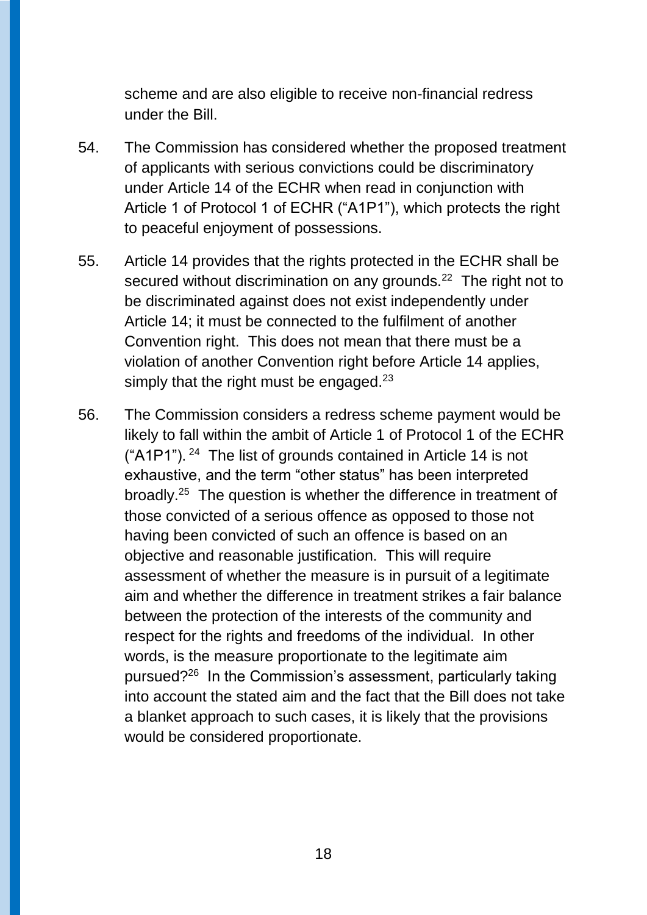scheme and are also eligible to receive non-financial redress under the Bill.

54. The Commission has considered whether the proposed treatment of applicants with serious convictions could be discriminatory under Article 14 of the ECHR when read in conjunction with Article 1 of Protocol 1 of ECHR ("A1P1"), which protects the right to peaceful enjoyment of possessions.

55. Article 14 provides that the rights protected in the ECHR shall be secured without discrimination on any grounds.[22] The right not to be discriminated against does not exist independently under Article 14; it must be connected to the fulfilment of another Convention right. This does not mean that there must be a violation of another Convention right before Article 14 applies, simply that the right must be engaged.[23]

56. The Commission considers a redress scheme payment would be likely to fall within the ambit of Article 1 of Protocol 1 of the ECHR ("A1P1").[24] The list of grounds contained in Article 14 is not exhaustive, and the term "other status" has been interpreted broadly.[25] The question is whether the difference in treatment of those convicted of a serious offence as opposed to those not having been convicted of such an offence is based on an objective and reasonable justification. This will require assessment of whether the measure is in pursuit of a legitimate aim and whether the difference in treatment strikes a fair balance between the protection of the interests of the community and respect for the rights and freedoms of the individual. In other words, is the measure proportionate to the legitimate aim pursued?[26] In the Commission's assessment, particularly taking into account the stated aim and the fact that the Bill does not take a blanket approach to such cases, it is likely that the provisions would be considered proportionate.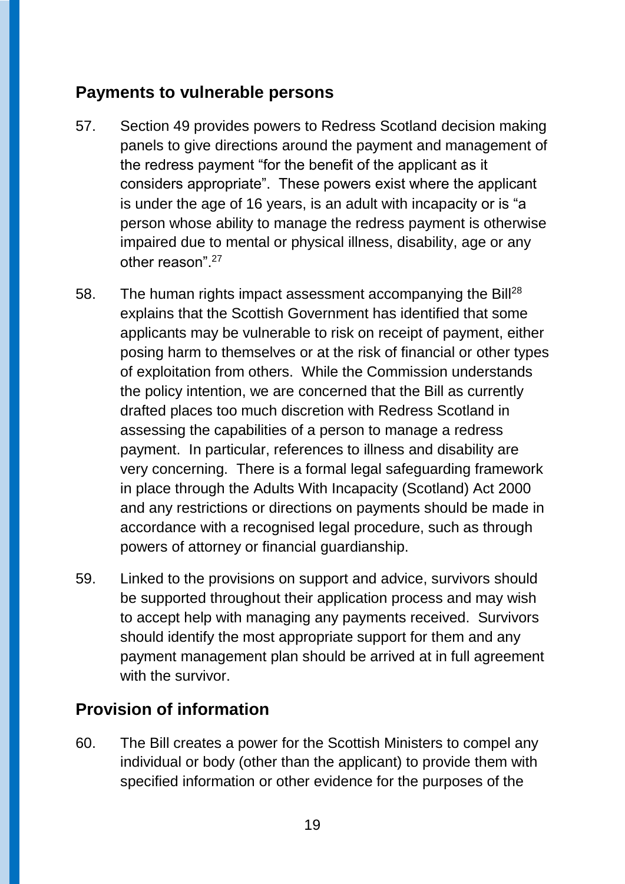## Payments to vulnerable persons

57. Section 49 provides powers to Redress Scotland decision making panels to give directions around the payment and management of the redress payment "for the benefit of the applicant as it considers appropriate". These powers exist where the applicant is under the age of 16 years, is an adult with incapacity or is "a person whose ability to manage the redress payment is otherwise impaired due to mental or physical illness, disability, age or any other reason".[27]

58. The human rights impact assessment accompanying the Bill[28] explains that the Scottish Government has identified that some applicants may be vulnerable to risk on receipt of payment, either posing harm to themselves or at the risk of financial or other types of exploitation from others. While the Commission understands the policy intention, we are concerned that the Bill as currently drafted places too much discretion with Redress Scotland in assessing the capabilities of a person to manage a redress payment. In particular, references to illness and disability are very concerning. There is a formal legal safeguarding framework in place through the Adults With Incapacity (Scotland) Act 2000 and any restrictions or directions on payments should be made in accordance with a recognised legal procedure, such as through powers of attorney or financial guardianship.

59. Linked to the provisions on support and advice, survivors should be supported throughout their application process and may wish to accept help with managing any payments received. Survivors should identify the most appropriate support for them and any payment management plan should be arrived at in full agreement with the survivor.

## Provision of information

60. The Bill creates a power for the Scottish Ministers to compel any individual or body (other than the applicant) to provide them with specified information or other evidence for the purposes of the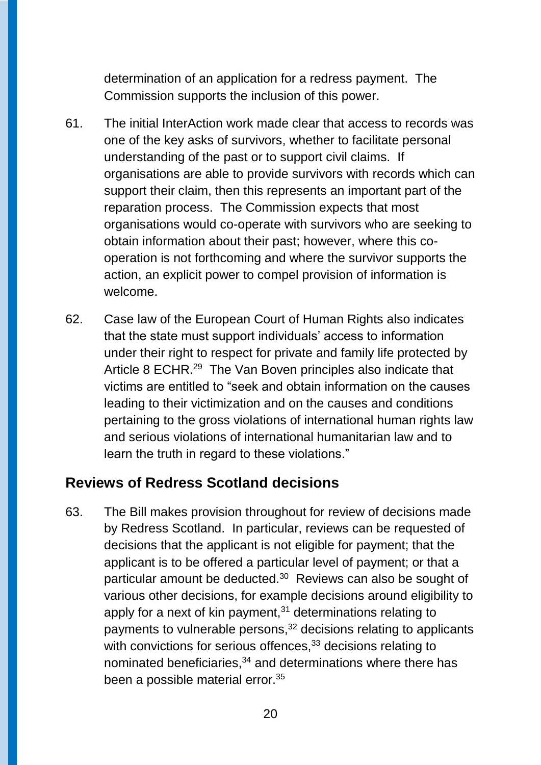determination of an application for a redress payment. The Commission supports the inclusion of this power.

61. The initial InterAction work made clear that access to records was one of the key asks of survivors, whether to facilitate personal understanding of the past or to support civil claims. If organisations are able to provide survivors with records which can support their claim, then this represents an important part of the reparation process. The Commission expects that most organisations would co-operate with survivors who are seeking to obtain information about their past; however, where this co-operation is not forthcoming and where the survivor supports the action, an explicit power to compel provision of information is welcome.

62. Case law of the European Court of Human Rights also indicates that the state must support individuals' access to information under their right to respect for private and family life protected by Article 8 ECHR.[29] The Van Boven principles also indicate that victims are entitled to "seek and obtain information on the causes leading to their victimization and on the causes and conditions pertaining to the gross violations of international human rights law and serious violations of international humanitarian law and to learn the truth in regard to these violations."

## Reviews of Redress Scotland decisions

63. The Bill makes provision throughout for review of decisions made by Redress Scotland. In particular, reviews can be requested of decisions that the applicant is not eligible for payment; that the applicant is to be offered a particular level of payment; or that a particular amount be deducted.[30] Reviews can also be sought of various other decisions, for example decisions around eligibility to apply for a next of kin payment,[31] determinations relating to payments to vulnerable persons,[32] decisions relating to applicants with convictions for serious offences,[33] decisions relating to nominated beneficiaries,[34] and determinations where there has been a possible material error.[35]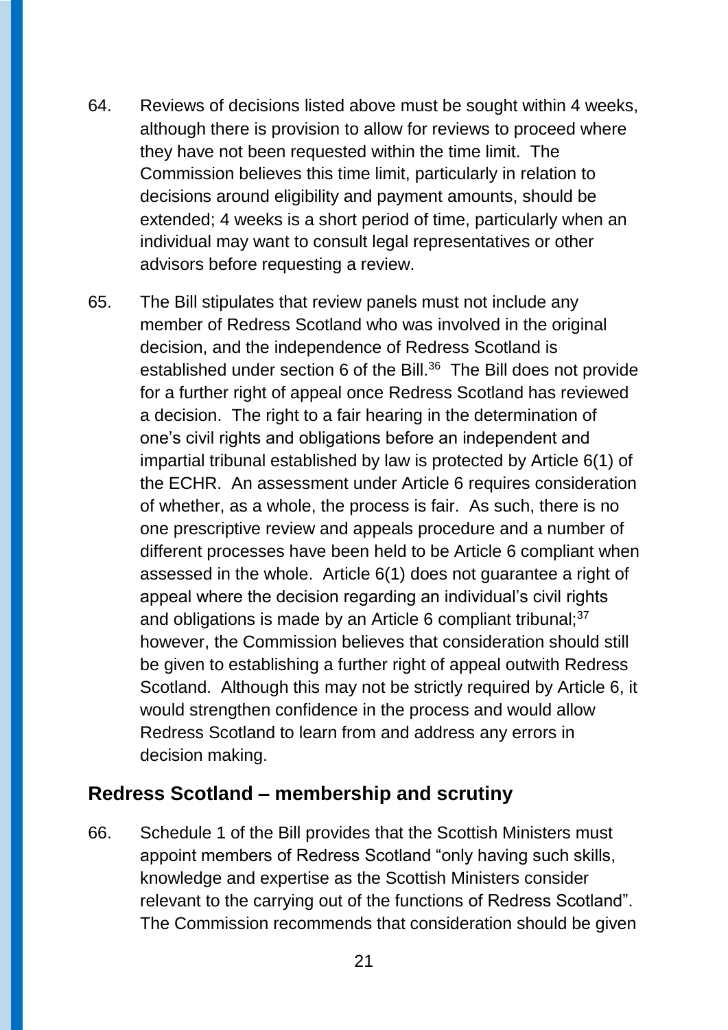64. Reviews of decisions listed above must be sought within 4 weeks, although there is provision to allow for reviews to proceed where they have not been requested within the time limit. The Commission believes this time limit, particularly in relation to decisions around eligibility and payment amounts, should be extended; 4 weeks is a short period of time, particularly when an individual may want to consult legal representatives or other advisors before requesting a review.

65. The Bill stipulates that review panels must not include any member of Redress Scotland who was involved in the original decision, and the independence of Redress Scotland is established under section 6 of the Bill.[36] The Bill does not provide for a further right of appeal once Redress Scotland has reviewed a decision. The right to a fair hearing in the determination of one's civil rights and obligations before an independent and impartial tribunal established by law is protected by Article 6(1) of the ECHR. An assessment under Article 6 requires consideration of whether, as a whole, the process is fair. As such, there is no one prescriptive review and appeals procedure and a number of different processes have been held to be Article 6 compliant when assessed in the whole. Article 6(1) does not guarantee a right of appeal where the decision regarding an individual's civil rights and obligations is made by an Article 6 compliant tribunal;[37] however, the Commission believes that consideration should still be given to establishing a further right of appeal outwith Redress Scotland. Although this may not be strictly required by Article 6, it would strengthen confidence in the process and would allow Redress Scotland to learn from and address any errors in decision making.

## Redress Scotland – membership and scrutiny

66. Schedule 1 of the Bill provides that the Scottish Ministers must appoint members of Redress Scotland "only having such skills, knowledge and expertise as the Scottish Ministers consider relevant to the carrying out of the functions of Redress Scotland". The Commission recommends that consideration should be given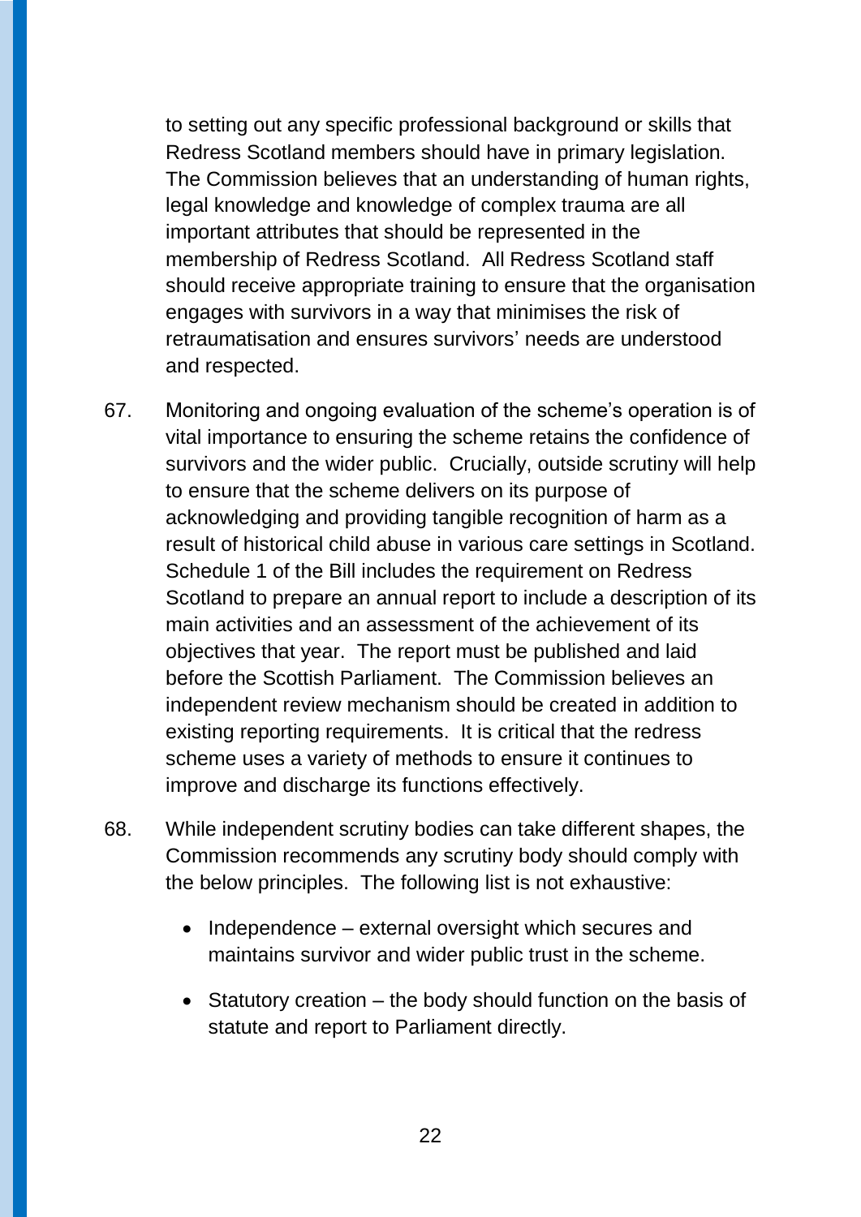to setting out any specific professional background or skills that Redress Scotland members should have in primary legislation. The Commission believes that an understanding of human rights, legal knowledge and knowledge of complex trauma are all important attributes that should be represented in the membership of Redress Scotland. All Redress Scotland staff should receive appropriate training to ensure that the organisation engages with survivors in a way that minimises the risk of retraumatisation and ensures survivors' needs are understood and respected.

67. Monitoring and ongoing evaluation of the scheme's operation is of vital importance to ensuring the scheme retains the confidence of survivors and the wider public. Crucially, outside scrutiny will help to ensure that the scheme delivers on its purpose of acknowledging and providing tangible recognition of harm as a result of historical child abuse in various care settings in Scotland. Schedule 1 of the Bill includes the requirement on Redress Scotland to prepare an annual report to include a description of its main activities and an assessment of the achievement of its objectives that year. The report must be published and laid before the Scottish Parliament. The Commission believes an independent review mechanism should be created in addition to existing reporting requirements. It is critical that the redress scheme uses a variety of methods to ensure it continues to improve and discharge its functions effectively.

68. While independent scrutiny bodies can take different shapes, the Commission recommends any scrutiny body should comply with the below principles. The following list is not exhaustive:

- Independence – external oversight which secures and maintains survivor and wider public trust in the scheme.
- Statutory creation – the body should function on the basis of statute and report to Parliament directly.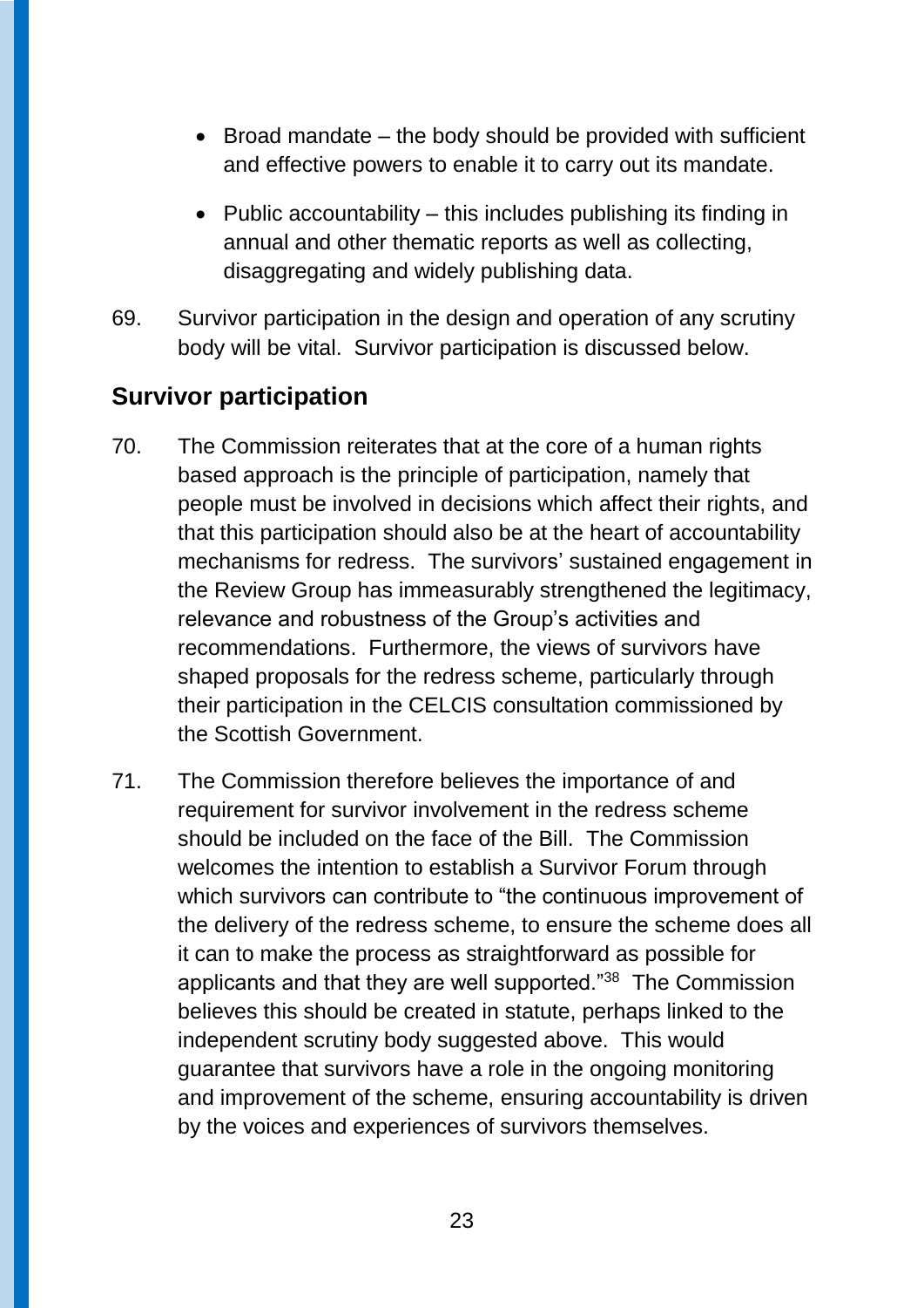- Broad mandate – the body should be provided with sufficient and effective powers to enable it to carry out its mandate.
- Public accountability – this includes publishing its finding in annual and other thematic reports as well as collecting, disaggregating and widely publishing data.

69. Survivor participation in the design and operation of any scrutiny body will be vital. Survivor participation is discussed below.

## Survivor participation

70. The Commission reiterates that at the core of a human rights based approach is the principle of participation, namely that people must be involved in decisions which affect their rights, and that this participation should also be at the heart of accountability mechanisms for redress. The survivors' sustained engagement in the Review Group has immeasurably strengthened the legitimacy, relevance and robustness of the Group's activities and recommendations. Furthermore, the views of survivors have shaped proposals for the redress scheme, particularly through their participation in the CELCIS consultation commissioned by the Scottish Government.

71. The Commission therefore believes the importance of and requirement for survivor involvement in the redress scheme should be included on the face of the Bill. The Commission welcomes the intention to establish a Survivor Forum through which survivors can contribute to "the continuous improvement of the delivery of the redress scheme, to ensure the scheme does all it can to make the process as straightforward as possible for applicants and that they are well supported."[38] The Commission believes this should be created in statute, perhaps linked to the independent scrutiny body suggested above. This would guarantee that survivors have a role in the ongoing monitoring and improvement of the scheme, ensuring accountability is driven by the voices and experiences of survivors themselves.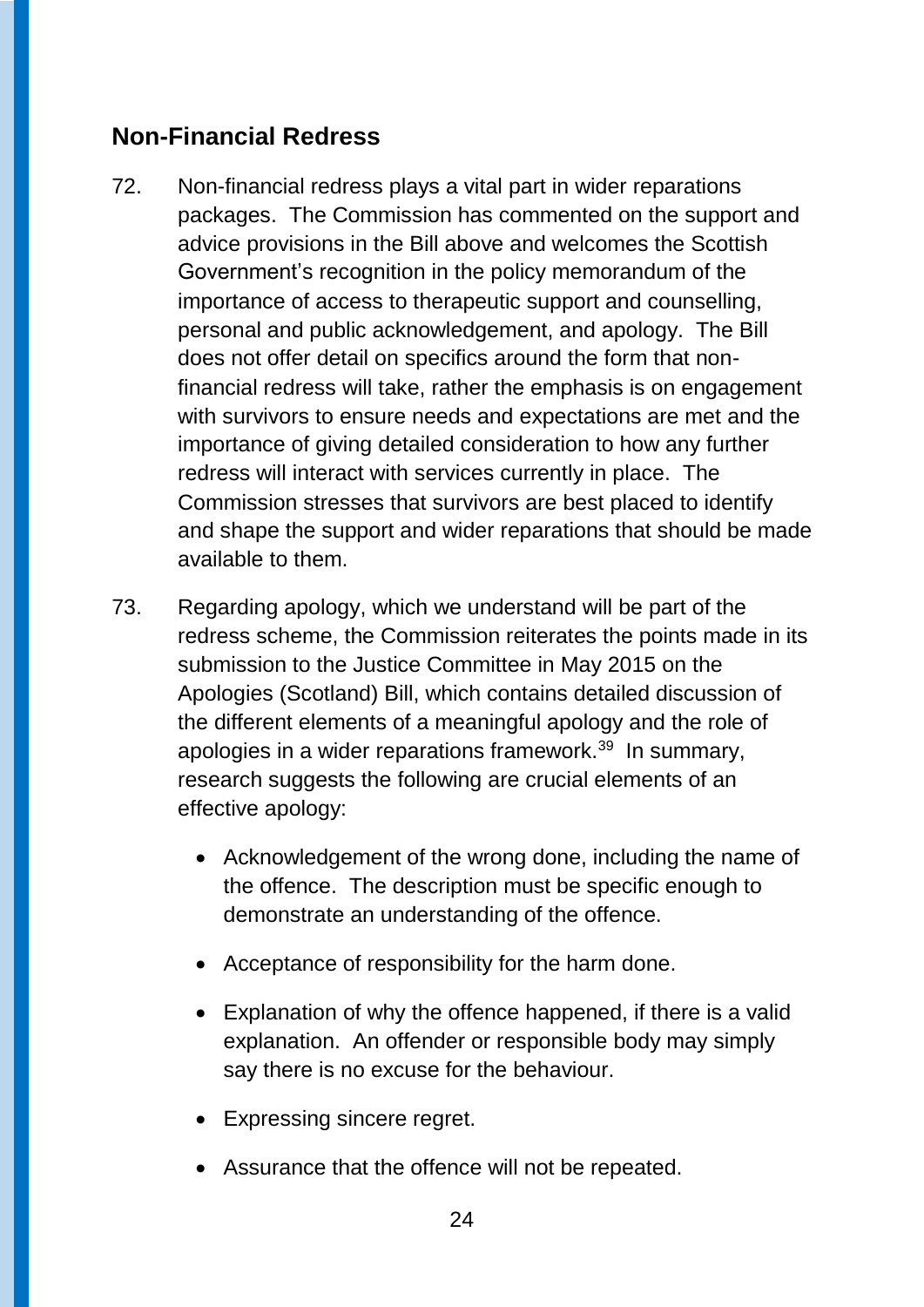## Non-Financial Redress

72. Non-financial redress plays a vital part in wider reparations packages. The Commission has commented on the support and advice provisions in the Bill above and welcomes the Scottish Government's recognition in the policy memorandum of the importance of access to therapeutic support and counselling, personal and public acknowledgement, and apology. The Bill does not offer detail on specifics around the form that non-financial redress will take, rather the emphasis is on engagement with survivors to ensure needs and expectations are met and the importance of giving detailed consideration to how any further redress will interact with services currently in place. The Commission stresses that survivors are best placed to identify and shape the support and wider reparations that should be made available to them.

73. Regarding apology, which we understand will be part of the redress scheme, the Commission reiterates the points made in its submission to the Justice Committee in May 2015 on the Apologies (Scotland) Bill, which contains detailed discussion of the different elements of a meaningful apology and the role of apologies in a wider reparations framework.[39] In summary, research suggests the following are crucial elements of an effective apology:

- Acknowledgement of the wrong done, including the name of the offence. The description must be specific enough to demonstrate an understanding of the offence.
- Acceptance of responsibility for the harm done.
- Explanation of why the offence happened, if there is a valid explanation. An offender or responsible body may simply say there is no excuse for the behaviour.
- Expressing sincere regret.
- Assurance that the offence will not be repeated.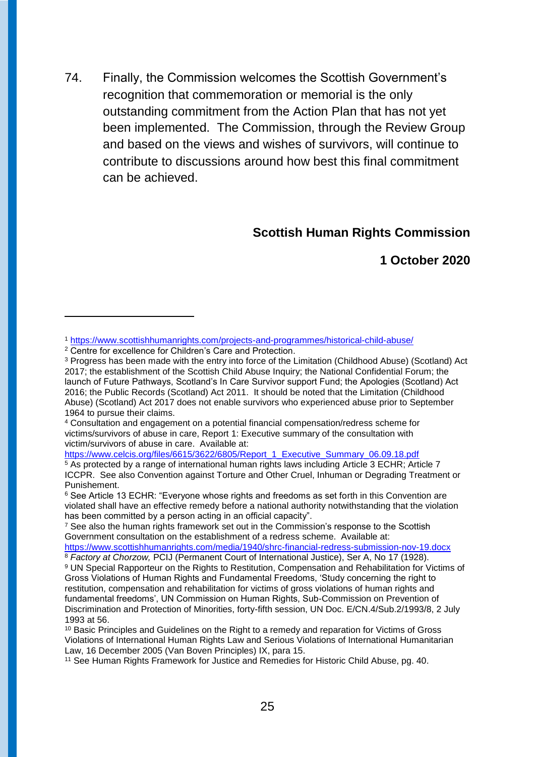74. Finally, the Commission welcomes the Scottish Government's recognition that commemoration or memorial is the only outstanding commitment from the Action Plan that has not yet been implemented. The Commission, through the Review Group and based on the views and wishes of survivors, will continue to contribute to discussions around how best this final commitment can be achieved.

**Scottish Human Rights Commission**

**1 October 2020**

---

[1] https://www.scottishhumanrights.com/projects-and-programmes/historical-child-abuse/

[2] Centre for excellence for Children's Care and Protection.

[3] Progress has been made with the entry into force of the Limitation (Childhood Abuse) (Scotland) Act 2017; the establishment of the Scottish Child Abuse Inquiry; the National Confidential Forum; the launch of Future Pathways, Scotland's In Care Survivor support Fund; the Apologies (Scotland) Act 2016; the Public Records (Scotland) Act 2011. It should be noted that the Limitation (Childhood Abuse) (Scotland) Act 2017 does not enable survivors who experienced abuse prior to September 1964 to pursue their claims.

[4] Consultation and engagement on a potential financial compensation/redress scheme for victims/survivors of abuse in care, Report 1: Executive summary of the consultation with victim/survivors of abuse in care. Available at: https://www.celcis.org/files/6615/3622/6805/Report_1_Executive_Summary_06.09.18.pdf

[5] As protected by a range of international human rights laws including Article 3 ECHR; Article 7 ICCPR. See also Convention against Torture and Other Cruel, Inhuman or Degrading Treatment or Punishement.

[6] See Article 13 ECHR: "Everyone whose rights and freedoms as set forth in this Convention are violated shall have an effective remedy before a national authority notwithstanding that the violation has been committed by a person acting in an official capacity".

[7] See also the human rights framework set out in the Commission's response to the Scottish Government consultation on the establishment of a redress scheme. Available at: https://www.scottishhumanrights.com/media/1940/shrc-financial-redress-submission-nov-19.docx

[8] *Factory at Chorzow,* PCIJ (Permanent Court of International Justice), Ser A, No 17 (1928).

[9] UN Special Rapporteur on the Rights to Restitution, Compensation and Rehabilitation for Victims of Gross Violations of Human Rights and Fundamental Freedoms, 'Study concerning the right to restitution, compensation and rehabilitation for victims of gross violations of human rights and fundamental freedoms', UN Commission on Human Rights, Sub-Commission on Prevention of Discrimination and Protection of Minorities, forty-fifth session, UN Doc. E/CN.4/Sub.2/1993/8, 2 July 1993 at 56.

[10] Basic Principles and Guidelines on the Right to a remedy and reparation for Victims of Gross Violations of International Human Rights Law and Serious Violations of International Humanitarian Law, 16 December 2005 (Van Boven Principles) IX, para 15.

[11] See Human Rights Framework for Justice and Remedies for Historic Child Abuse, pg. 40.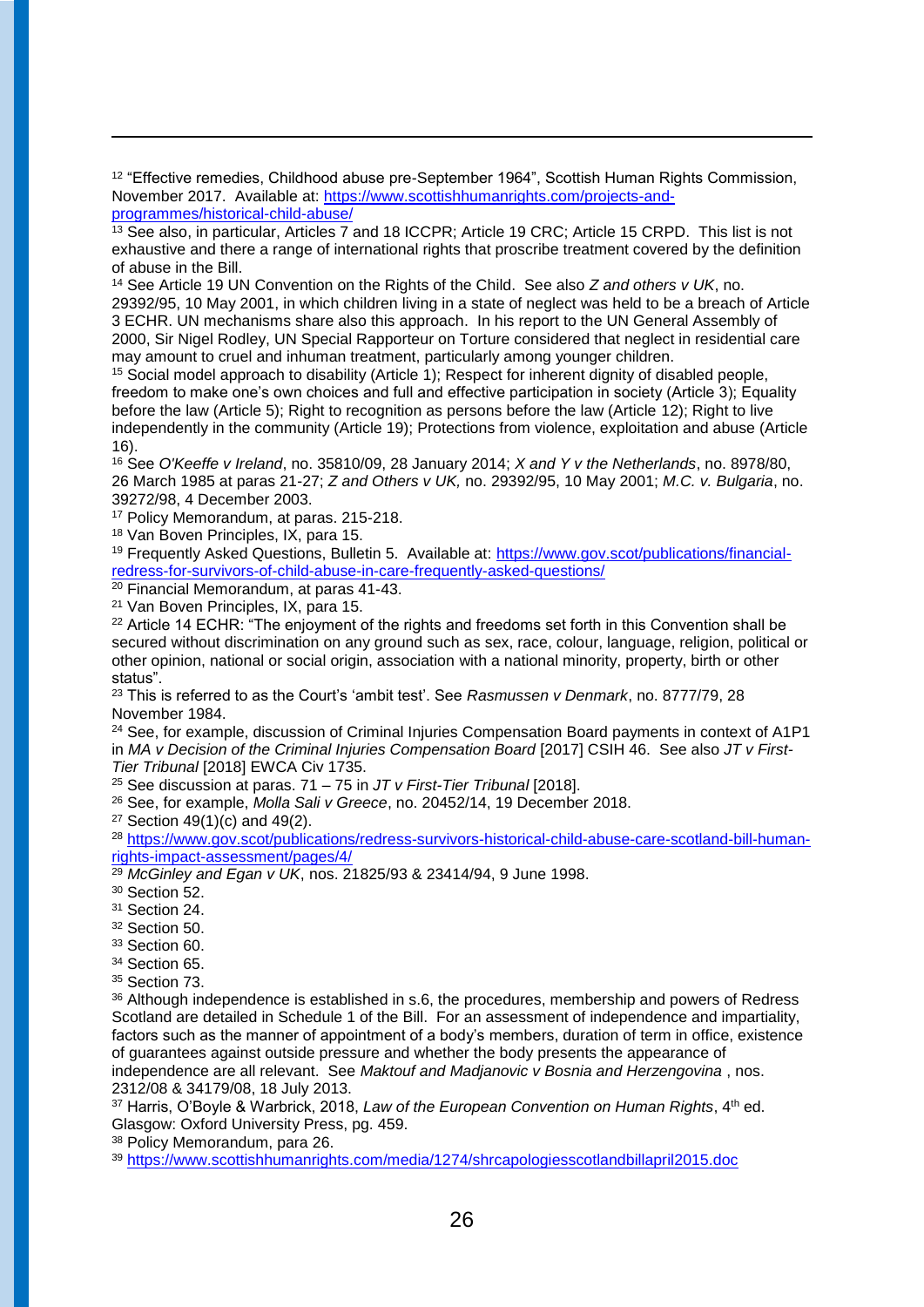[12] "Effective remedies, Childhood abuse pre-September 1964", Scottish Human Rights Commission, November 2017. Available at: https://www.scottishhumanrights.com/projects-and-programmes/historical-child-abuse/

[13] See also, in particular, Articles 7 and 18 ICCPR; Article 19 CRC; Article 15 CRPD. This list is not exhaustive and there a range of international rights that proscribe treatment covered by the definition of abuse in the Bill.

[14] See Article 19 UN Convention on the Rights of the Child. See also *Z and others v UK*, no. 29392/95, 10 May 2001, in which children living in a state of neglect was held to be a breach of Article 3 ECHR. UN mechanisms share also this approach. In his report to the UN General Assembly of 2000, Sir Nigel Rodley, UN Special Rapporteur on Torture considered that neglect in residential care may amount to cruel and inhuman treatment, particularly among younger children.

[15] Social model approach to disability (Article 1); Respect for inherent dignity of disabled people, freedom to make one's own choices and full and effective participation in society (Article 3); Equality before the law (Article 5); Right to recognition as persons before the law (Article 12); Right to live independently in the community (Article 19); Protections from violence, exploitation and abuse (Article 16).

[16] See *O'Keeffe v Ireland*, no. 35810/09, 28 January 2014; *X and Y v the Netherlands*, no. 8978/80, 26 March 1985 at paras 21-27; *Z and Others v UK,* no. 29392/95, 10 May 2001; *M.C. v. Bulgaria*, no. 39272/98, 4 December 2003.

[17] Policy Memorandum, at paras. 215-218.

[18] Van Boven Principles, IX, para 15.

[19] Frequently Asked Questions, Bulletin 5. Available at: https://www.gov.scot/publications/financial-redress-for-survivors-of-child-abuse-in-care-frequently-asked-questions/

[20] Financial Memorandum, at paras 41-43.

[21] Van Boven Principles, IX, para 15.

[22] Article 14 ECHR: "The enjoyment of the rights and freedoms set forth in this Convention shall be secured without discrimination on any ground such as sex, race, colour, language, religion, political or other opinion, national or social origin, association with a national minority, property, birth or other status".

[23] This is referred to as the Court's 'ambit test'. See *Rasmussen v Denmark*, no. 8777/79, 28 November 1984.

[24] See, for example, discussion of Criminal Injuries Compensation Board payments in context of A1P1 in *MA v Decision of the Criminal Injuries Compensation Board* [2017] CSIH 46. See also *JT v First-Tier Tribunal* [2018] EWCA Civ 1735.

[25] See discussion at paras. 71 – 75 in *JT v First-Tier Tribunal* [2018].

[26] See, for example, *Molla Sali v Greece*, no. 20452/14, 19 December 2018.

[27] Section 49(1)(c) and 49(2).

[28] https://www.gov.scot/publications/redress-survivors-historical-child-abuse-care-scotland-bill-human-rights-impact-assessment/pages/4/

[29] *McGinley and Egan v UK*, nos. 21825/93 & 23414/94, 9 June 1998.

[30] Section 52.

[31] Section 24.

[32] Section 50.

[33] Section 60.

[34] Section 65.

[35] Section 73.

[36] Although independence is established in s.6, the procedures, membership and powers of Redress Scotland are detailed in Schedule 1 of the Bill. For an assessment of independence and impartiality, factors such as the manner of appointment of a body's members, duration of term in office, existence of guarantees against outside pressure and whether the body presents the appearance of independence are all relevant. See *Maktouf and Madjanovic v Bosnia and Herzengovina* , nos. 2312/08 & 34179/08, 18 July 2013.

[37] Harris, O'Boyle & Warbrick, 2018, *Law of the European Convention on Human Rights*, 4th ed. Glasgow: Oxford University Press, pg. 459.

[38] Policy Memorandum, para 26.

[39] https://www.scottishhumanrights.com/media/1274/shrcapologiesscotlandbillapril2015.doc